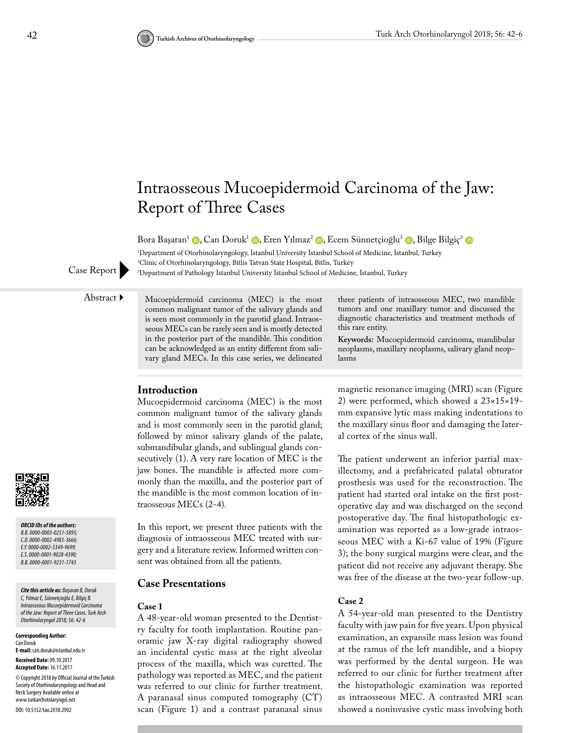# Intraosseous Mucoepidermoid Carcinoma of the Jaw: Report of Three Cases

Bora Başaran[1], Can Doruk[1], Eren Yılmaz[2], Ecem Sünnetçioğlu[3], Bilge Bilgiç[3]

[1]Department of Otorhinolaryngology, İstanbul University İstanbul School of Medicine, İstanbul, Turkey
[2]Clinic of Otorhinolaryngology, Bitlis Tatvan State Hospital, Bitlis, Turkey
[3]Department of Pathology İstanbul University İstanbul School of Medicine, İstanbul, Turkey

Case Report

**Abstract**

Mucoepidermoid carcinoma (MEC) is the most common malignant tumor of the salivary glands and is seen most commonly in the parotid gland. Intraosseous MECs can be rarely seen and is mostly detected in the posterior part of the mandible. This condition can be acknowledged as an entity different from salivary gland MECs. In this case series, we delineated three patients of intraosseous MEC, two mandible tumors and one maxillary tumor and discussed the diagnostic characteristics and treatment methods of this rare entity.

**Keywords:** Mucoepidermoid carcinoma, mandibular neoplasms, maxillary neoplasms, salivary gland neoplasms

***ORCID IDs of the authors:***
*B.B. 0000-0003-0251-5895;*
*C.D. 0000-0002-4983-3666;*
*E.Y. 0000-0002-5349-9699;*
*E.S. 0000-0001-9028-4390;*
*B.B. 0000-0001-9231-1743*

***Cite this article as:** Başaran B, Doruk C, Yılmaz E, Sünnetçioğlu E, Bilgiç B. Intraosseous Mucoepidermoid Carcinoma of the Jaw: Report of Three Cases. Turk Arch Otorhinolaryngol 2018; 56: 42-6*

**Corresponding Author:**
Can Doruk
**E-mail:** can.doruk@istanbul.edu.tr

**Received Date:** 09.10.2017
**Accepted Date:** 16.11.2017

© Copyright 2018 by Official Journal of the Turkish Society of Otorhinolaryngology and Head and Neck Surgery Available online at www.turkarchotolaryngol.net

DOI: 10.5152/tao.2018.2902

## Introduction

Mucoepidermoid carcinoma (MEC) is the most common malignant tumor of the salivary glands and is most commonly seen in the parotid gland; followed by minor salivary glands of the palate, submandibular glands, and sublingual glands consecutively (1). A very rare location of MEC is the jaw bones. The mandible is affected more commonly than the maxilla, and the posterior part of the mandible is the most common location of intraosseous MECs (2-4).

In this report, we present three patients with the diagnosis of intraosseous MEC treated with surgery and a literature review. Informed written consent was obtained from all the patients.

## Case Presentations

### Case 1

A 48-year-old woman presented to the Dentistry faculty for tooth implantation. Routine panoramic jaw X-ray digital radiography showed an incidental cystic mass at the right alveolar process of the maxilla, which was curetted. The pathology was reported as MEC, and the patient was referred to our clinic for further treatment. A paranasal sinus computed tomography (CT) scan (Figure 1) and a contrast paranasal sinus magnetic resonance imaging (MRI) scan (Figure 2) were performed, which showed a 23×15×19-mm expansive lytic mass making indentations to the maxillary sinus floor and damaging the lateral cortex of the sinus wall.

The patient underwent an inferior partial maxillectomy, and a prefabricated palatal obturator prosthesis was used for the reconstruction. The patient had started oral intake on the first postoperative day and was discharged on the second postoperative day. The final histopathologic examination was reported as a low-grade intraosseous MEC with a Ki-67 value of 19% (Figure 3); the bony surgical margins were clear, and the patient did not receive any adjuvant therapy. She was free of the disease at the two-year follow-up.

### Case 2

A 54-year-old man presented to the Dentistry faculty with jaw pain for five years. Upon physical examination, an expansile mass lesion was found at the ramus of the left mandible, and a biopsy was performed by the dental surgeon. He was referred to our clinic for further treatment after the histopathologic examination was reported as intraosseous MEC. A contrasted MRI scan showed a noninvasive cystic mass involving both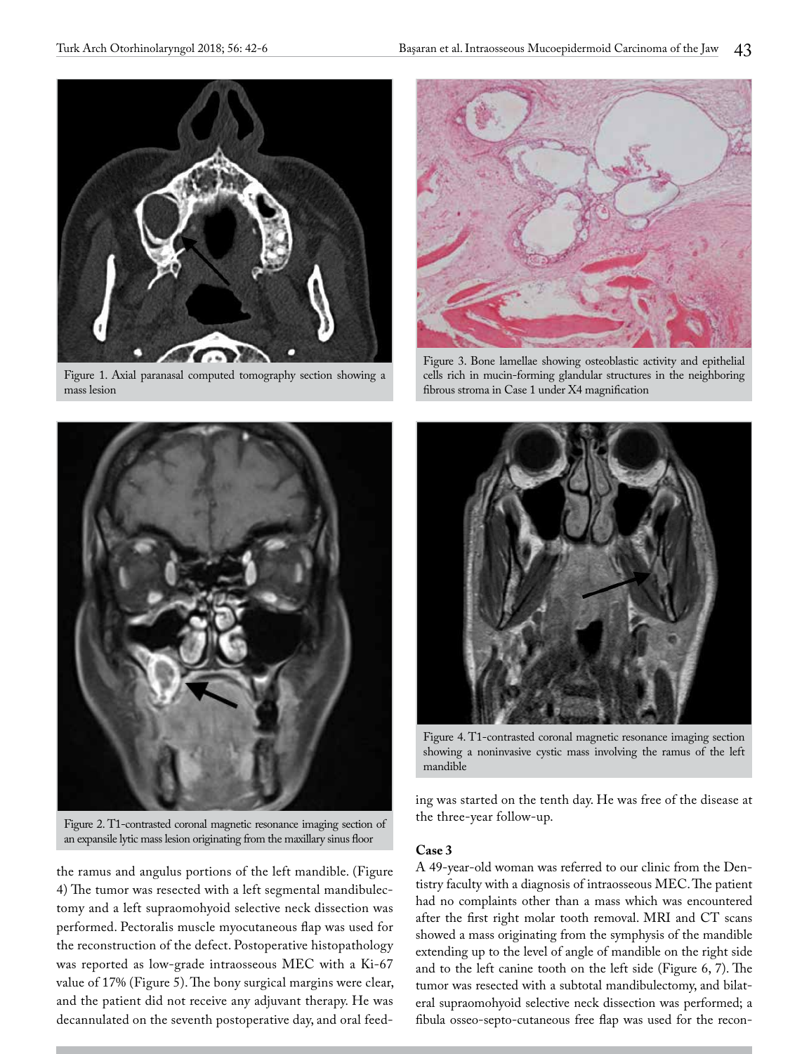Figure 1. Axial paranasal computed tomography section showing a mass lesion

Figure 3. Bone lamellae showing osteoblastic activity and epithelial cells rich in mucin-forming glandular structures in the neighboring fibrous stroma in Case 1 under X4 magnification

Figure 2. T1-contrasted coronal magnetic resonance imaging section of an expansile lytic mass lesion originating from the maxillary sinus floor

Figure 4. T1-contrasted coronal magnetic resonance imaging section showing a noninvasive cystic mass involving the ramus of the left mandible

the ramus and angulus portions of the left mandible. (Figure 4) The tumor was resected with a left segmental mandibulectomy and a left supraomohyoid selective neck dissection was performed. Pectoralis muscle myocutaneous flap was used for the reconstruction of the defect. Postoperative histopathology was reported as low-grade intraosseous MEC with a Ki-67 value of 17% (Figure 5). The bony surgical margins were clear, and the patient did not receive any adjuvant therapy. He was decannulated on the seventh postoperative day, and oral feeding was started on the tenth day. He was free of the disease at the three-year follow-up.

### Case 3

A 49-year-old woman was referred to our clinic from the Dentistry faculty with a diagnosis of intraosseous MEC. The patient had no complaints other than a mass which was encountered after the first right molar tooth removal. MRI and CT scans showed a mass originating from the symphysis of the mandible extending up to the level of angle of mandible on the right side and to the left canine tooth on the left side (Figure 6, 7). The tumor was resected with a subtotal mandibulectomy, and bilateral supraomohyoid selective neck dissection was performed; a fibula osseo-septo-cutaneous free flap was used for the recon-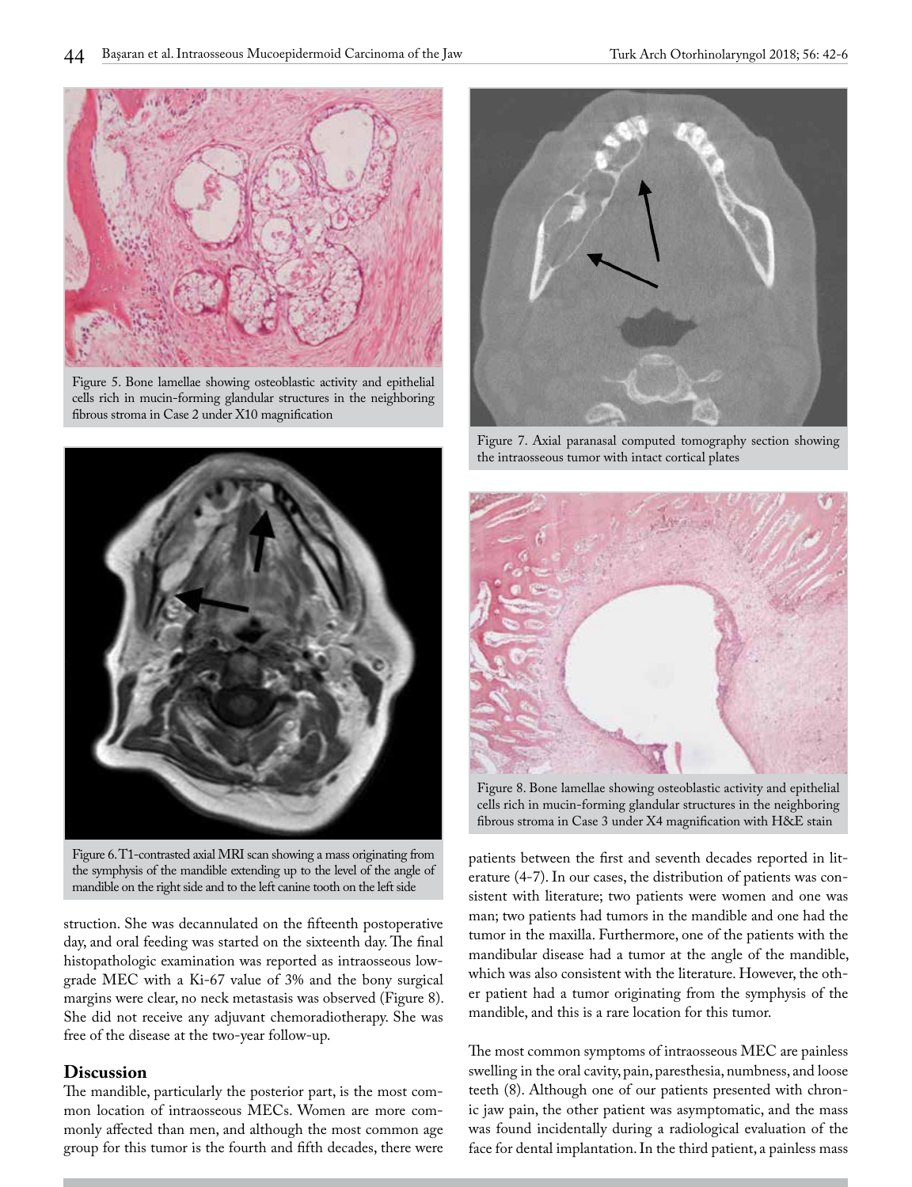Figure 5. Bone lamellae showing osteoblastic activity and epithelial cells rich in mucin-forming glandular structures in the neighboring fibrous stroma in Case 2 under X10 magnification

Figure 6. T1-contrasted axial MRI scan showing a mass originating from the symphysis of the mandible extending up to the level of the angle of mandible on the right side and to the left canine tooth on the left side

struction. She was decannulated on the fifteenth postoperative day, and oral feeding was started on the sixteenth day. The final histopathologic examination was reported as intraosseous low-grade MEC with a Ki-67 value of 3% and the bony surgical margins were clear, no neck metastasis was observed (Figure 8). She did not receive any adjuvant chemoradiotherapy. She was free of the disease at the two-year follow-up.

## Discussion

The mandible, particularly the posterior part, is the most common location of intraosseous MECs. Women are more commonly affected than men, and although the most common age group for this tumor is the fourth and fifth decades, there were

Figure 7. Axial paranasal computed tomography section showing the intraosseous tumor with intact cortical plates

Figure 8. Bone lamellae showing osteoblastic activity and epithelial cells rich in mucin-forming glandular structures in the neighboring fibrous stroma in Case 3 under X4 magnification with H&E stain

patients between the first and seventh decades reported in literature (4-7). In our cases, the distribution of patients was consistent with literature; two patients were women and one was man; two patients had tumors in the mandible and one had the tumor in the maxilla. Furthermore, one of the patients with the mandibular disease had a tumor at the angle of the mandible, which was also consistent with the literature. However, the other patient had a tumor originating from the symphysis of the mandible, and this is a rare location for this tumor.

The most common symptoms of intraosseous MEC are painless swelling in the oral cavity, pain, paresthesia, numbness, and loose teeth (8). Although one of our patients presented with chronic jaw pain, the other patient was asymptomatic, and the mass was found incidentally during a radiological evaluation of the face for dental implantation. In the third patient, a painless mass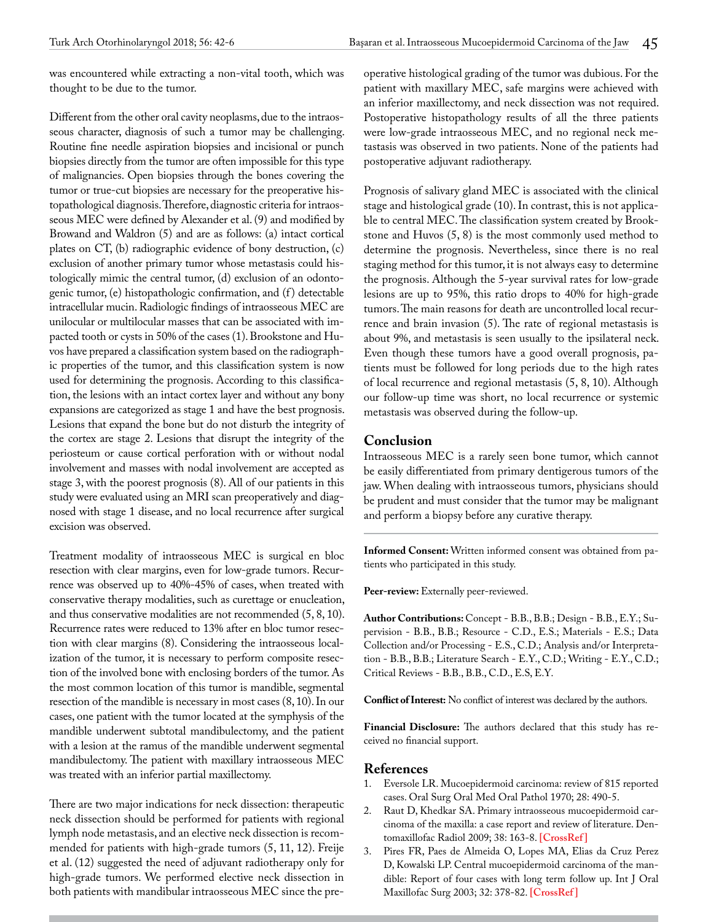was encountered while extracting a non-vital tooth, which was thought to be due to the tumor.

Different from the other oral cavity neoplasms, due to the intraosseous character, diagnosis of such a tumor may be challenging. Routine fine needle aspiration biopsies and incisional or punch biopsies directly from the tumor are often impossible for this type of malignancies. Open biopsies through the bones covering the tumor or true-cut biopsies are necessary for the preoperative histopathological diagnosis. Therefore, diagnostic criteria for intraosseous MEC were defined by Alexander et al. (9) and modified by Browand and Waldron (5) and are as follows: (a) intact cortical plates on CT, (b) radiographic evidence of bony destruction, (c) exclusion of another primary tumor whose metastasis could histologically mimic the central tumor, (d) exclusion of an odontogenic tumor, (e) histopathologic confirmation, and (f) detectable intracellular mucin. Radiologic findings of intraosseous MEC are unilocular or multilocular masses that can be associated with impacted tooth or cysts in 50% of the cases (1). Brookstone and Huvos have prepared a classification system based on the radiographic properties of the tumor, and this classification system is now used for determining the prognosis. According to this classification, the lesions with an intact cortex layer and without any bony expansions are categorized as stage 1 and have the best prognosis. Lesions that expand the bone but do not disturb the integrity of the cortex are stage 2. Lesions that disrupt the integrity of the periosteum or cause cortical perforation with or without nodal involvement and masses with nodal involvement are accepted as stage 3, with the poorest prognosis (8). All of our patients in this study were evaluated using an MRI scan preoperatively and diagnosed with stage 1 disease, and no local recurrence after surgical excision was observed.

Treatment modality of intraosseous MEC is surgical en bloc resection with clear margins, even for low-grade tumors. Recurrence was observed up to 40%-45% of cases, when treated with conservative therapy modalities, such as curettage or enucleation, and thus conservative modalities are not recommended (5, 8, 10). Recurrence rates were reduced to 13% after en bloc tumor resection with clear margins (8). Considering the intraosseous localization of the tumor, it is necessary to perform composite resection of the involved bone with enclosing borders of the tumor. As the most common location of this tumor is mandible, segmental resection of the mandible is necessary in most cases (8, 10). In our cases, one patient with the tumor located at the symphysis of the mandible underwent subtotal mandibulectomy, and the patient with a lesion at the ramus of the mandible underwent segmental mandibulectomy. The patient with maxillary intraosseous MEC was treated with an inferior partial maxillectomy.

There are two major indications for neck dissection: therapeutic neck dissection should be performed for patients with regional lymph node metastasis, and an elective neck dissection is recommended for patients with high-grade tumors (5, 11, 12). Freije et al. (12) suggested the need of adjuvant radiotherapy only for high-grade tumors. We performed elective neck dissection in both patients with mandibular intraosseous MEC since the preoperative histological grading of the tumor was dubious. For the patient with maxillary MEC, safe margins were achieved with an inferior maxillectomy, and neck dissection was not required. Postoperative histopathology results of all the three patients were low-grade intraosseous MEC, and no regional neck metastasis was observed in two patients. None of the patients had postoperative adjuvant radiotherapy.

Prognosis of salivary gland MEC is associated with the clinical stage and histological grade (10). In contrast, this is not applicable to central MEC. The classification system created by Brookstone and Huvos (5, 8) is the most commonly used method to determine the prognosis. Nevertheless, since there is no real staging method for this tumor, it is not always easy to determine the prognosis. Although the 5-year survival rates for low-grade lesions are up to 95%, this ratio drops to 40% for high-grade tumors. The main reasons for death are uncontrolled local recurrence and brain invasion (5). The rate of regional metastasis is about 9%, and metastasis is seen usually to the ipsilateral neck. Even though these tumors have a good overall prognosis, patients must be followed for long periods due to the high rates of local recurrence and regional metastasis (5, 8, 10). Although our follow-up time was short, no local recurrence or systemic metastasis was observed during the follow-up.

## Conclusion

Intraosseous MEC is a rarely seen bone tumor, which cannot be easily differentiated from primary dentigerous tumors of the jaw. When dealing with intraosseous tumors, physicians should be prudent and must consider that the tumor may be malignant and perform a biopsy before any curative therapy.

**Informed Consent:** Written informed consent was obtained from patients who participated in this study.

**Peer-review:** Externally peer-reviewed.

**Author Contributions:** Concept - B.B., B.B.; Design - B.B., E.Y.; Supervision - B.B., B.B.; Resource - C.D., E.S.; Materials - E.S.; Data Collection and/or Processing - E.S., C.D.; Analysis and/or Interpretation - B.B., B.B.; Literature Search - E.Y., C.D.; Writing - E.Y., C.D.; Critical Reviews - B.B., B.B., C.D., E.S, E.Y.

**Conflict of Interest:** No conflict of interest was declared by the authors.

**Financial Disclosure:** The authors declared that this study has received no financial support.

## References

1. Eversole LR. Mucoepidermoid carcinoma: review of 815 reported cases. Oral Surg Oral Med Oral Pathol 1970; 28: 490-5.
2. Raut D, Khedkar SA. Primary intraosseous mucoepidermoid carcinoma of the maxilla: a case report and review of literature. Dentomaxillofac Radiol 2009; 38: 163-8. [CrossRef]
3. Pires FR, Paes de Almeida O, Lopes MA, Elias da Cruz Perez D, Kowalski LP. Central mucoepidermoid carcinoma of the mandible: Report of four cases with long term follow up. Int J Oral Maxillofac Surg 2003; 32: 378-82. [CrossRef]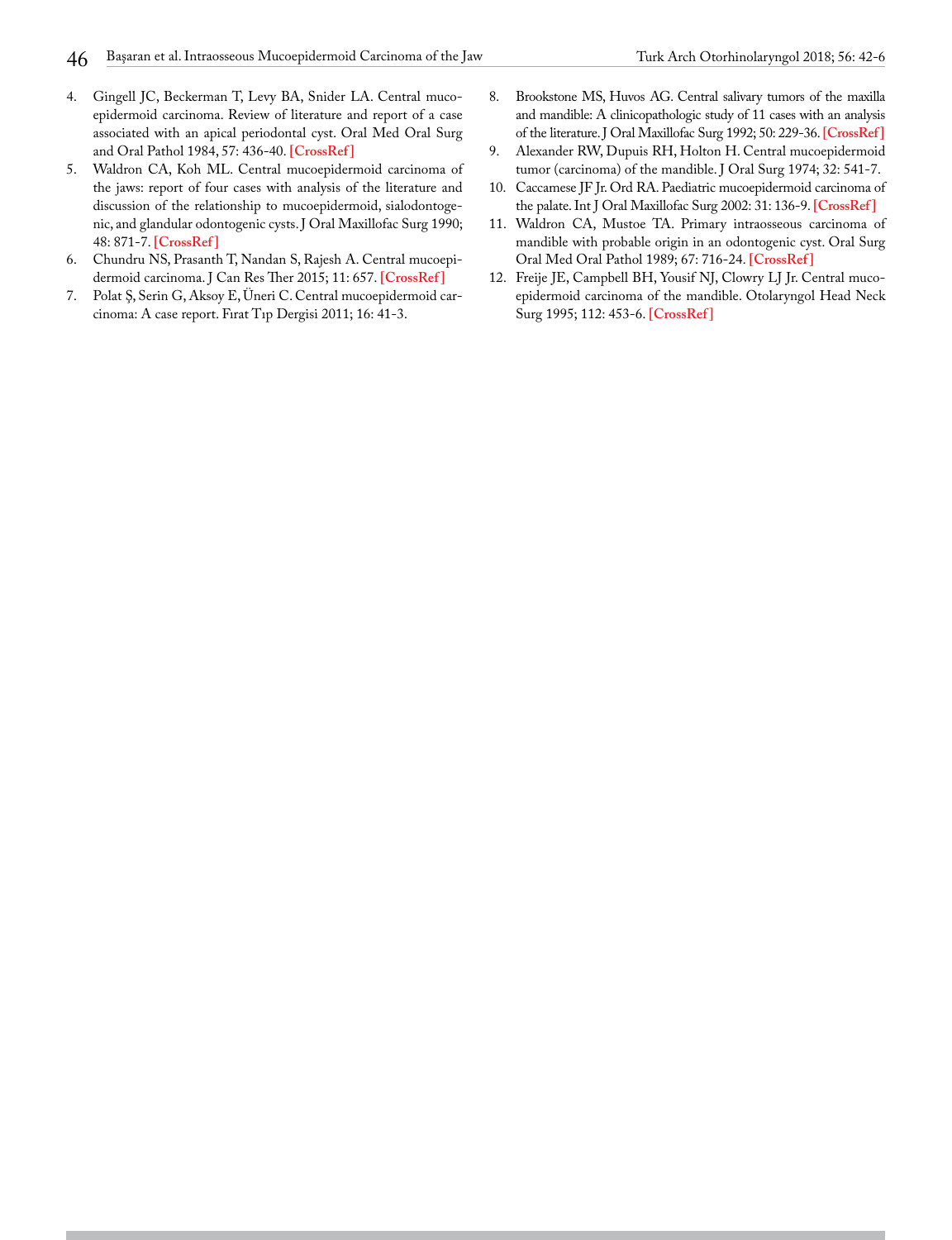4. Gingell JC, Beckerman T, Levy BA, Snider LA. Central mucoepidermoid carcinoma. Review of literature and report of a case associated with an apical periodontal cyst. Oral Med Oral Surg and Oral Pathol 1984, 57: 436-40. [CrossRef]
5. Waldron CA, Koh ML. Central mucoepidermoid carcinoma of the jaws: report of four cases with analysis of the literature and discussion of the relationship to mucoepidermoid, sialodontogenic, and glandular odontogenic cysts. J Oral Maxillofac Surg 1990; 48: 871-7. [CrossRef]
6. Chundru NS, Prasanth T, Nandan S, Rajesh A. Central mucoepidermoid carcinoma. J Can Res Ther 2015; 11: 657. [CrossRef]
7. Polat Ş, Serin G, Aksoy E, Üneri C. Central mucoepidermoid carcinoma: A case report. Fırat Tıp Dergisi 2011; 16: 41-3.
8. Brookstone MS, Huvos AG. Central salivary tumors of the maxilla and mandible: A clinicopathologic study of 11 cases with an analysis of the literature. J Oral Maxillofac Surg 1992; 50: 229-36. [CrossRef]
9. Alexander RW, Dupuis RH, Holton H. Central mucoepidermoid tumor (carcinoma) of the mandible. J Oral Surg 1974; 32: 541-7.
10. Caccamese JF Jr. Ord RA. Paediatric mucoepidermoid carcinoma of the palate. Int J Oral Maxillofac Surg 2002: 31: 136-9. [CrossRef]
11. Waldron CA, Mustoe TA. Primary intraosseous carcinoma of mandible with probable origin in an odontogenic cyst. Oral Surg Oral Med Oral Pathol 1989; 67: 716-24. [CrossRef]
12. Freije JE, Campbell BH, Yousif NJ, Clowry LJ Jr. Central mucoepidermoid carcinoma of the mandible. Otolaryngol Head Neck Surg 1995; 112: 453-6. [CrossRef]